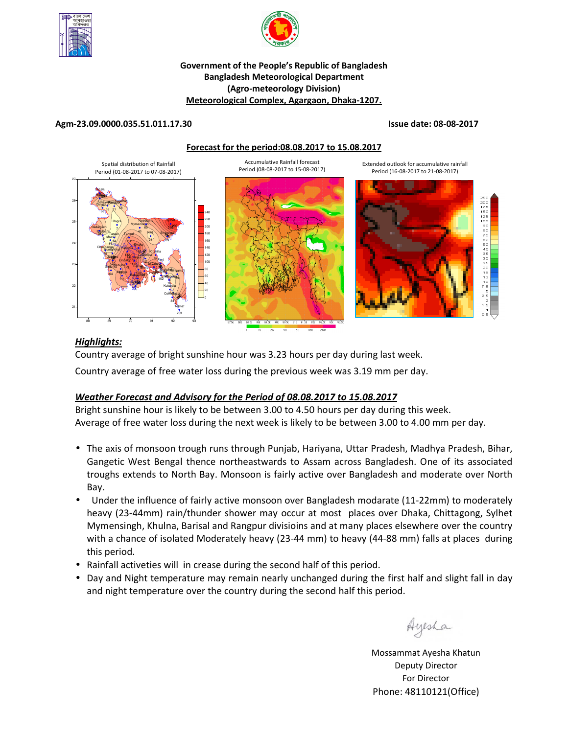**Government of the People's Republic of Bangladesh**
**Bangladesh Meteorological Department**
**(Agro-meteorology Division)**
**Meteorological Complex, Agargaon, Dhaka-1207.**

**Agm-23.09.0000.035.51.011.17.30** **Issue date: 08-08-2017**

**Forecast for the period:08.08.2017 to 15.08.2017**

Spatial distribution of Rainfall Period (01-08-2017 to 07-08-2017)

Accumulative Rainfall forecast Period (08-08-2017 to 15-08-2017)

Extended outlook for accumulative rainfall Period (16-08-2017 to 21-08-2017)

## *Highlights:*

Country average of bright sunshine hour was 3.23 hours per day during last week.

Country average of free water loss during the previous week was 3.19 mm per day.

## *Weather Forecast and Advisory for the Period of 08.08.2017 to 15.08.2017*

Bright sunshine hour is likely to be between 3.00 to 4.50 hours per day during this week.
Average of free water loss during the next week is likely to be between 3.00 to 4.00 mm per day.

- The axis of monsoon trough runs through Punjab, Hariyana, Uttar Pradesh, Madhya Pradesh, Bihar, Gangetic West Bengal thence northeastwards to Assam across Bangladesh. One of its associated troughs extends to North Bay. Monsoon is fairly active over Bangladesh and moderate over North Bay.
- Under the influence of fairly active monsoon over Bangladesh modarate (11-22mm) to moderately heavy (23-44mm) rain/thunder shower may occur at most places over Dhaka, Chittagong, Sylhet Mymensingh, Khulna, Barisal and Rangpur divisioins and at many places elsewhere over the country with a chance of isolated Moderately heavy (23-44 mm) to heavy (44-88 mm) falls at places during this period.
- Rainfall activeties will in crease during the second half of this period.
- Day and Night temperature may remain nearly unchanged during the first half and slight fall in day and night temperature over the country during the second half this period.

Ayesha

Mossammat Ayesha Khatun
Deputy Director
For Director
Phone: 48110121(Office)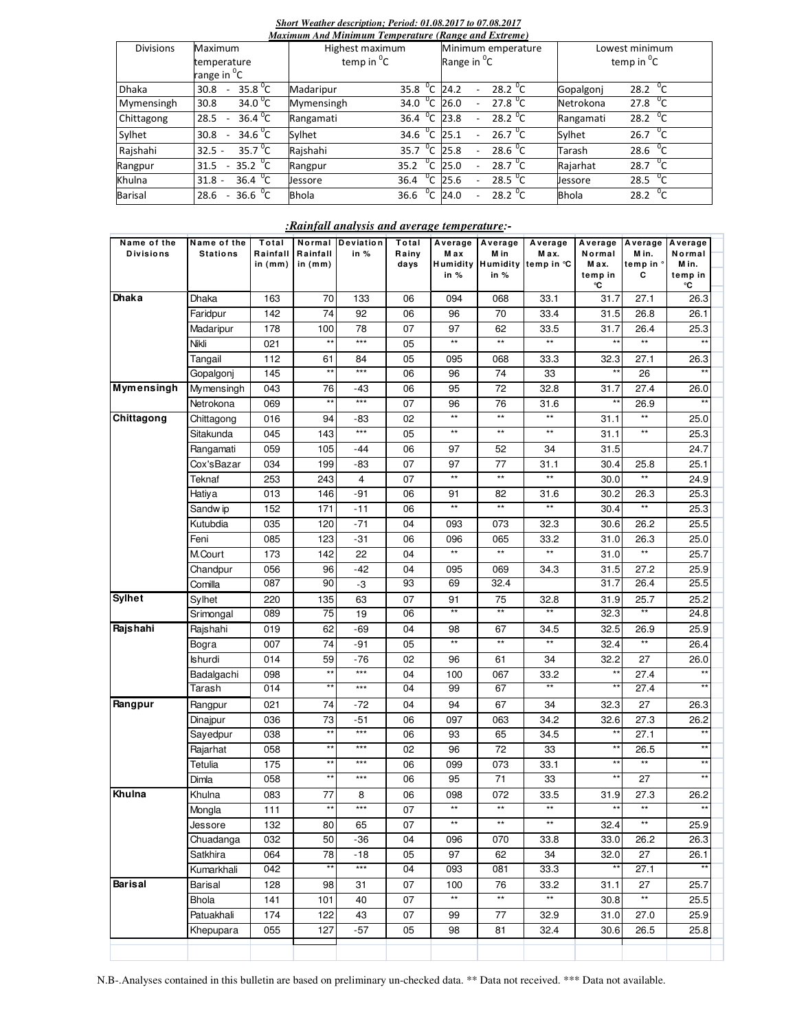***Short Weather description; Period: 01.08.2017 to 07.08.2017***

***Maximum And Minimum Temperature (Range and Extreme)***

| Divisions | Maximum temperature range in $^0$C | Highest maximum temp in $^0$C | | Minimum emperature Range in $^0$C | Lowest minimum temp in $^0$C | |
|---|---|---|---|---|---|---|
| Dhaka | 30.8 - 35.8 $^0$C | Madaripur | 35.8 $^0$C | 24.2 - 28.2 $^0$C | Gopalgonj | 28.2 $^0$C |
| Mymensingh | 30.8 34.0 $^0$C | Mymensingh | 34.0 $^0$C | 26.0 - 27.8 $^0$C | Netrokona | 27.8 $^0$C |
| Chittagong | 28.5 - 36.4 $^0$C | Rangamati | 36.4 $^0$C | 23.8 - 28.2 $^0$C | Rangamati | 28.2 $^0$C |
| Sylhet | 30.8 - 34.6 $^0$C | Sylhet | 34.6 $^0$C | 25.1 - 26.7 $^0$C | Sylhet | 26.7 $^0$C |
| Rajshahi | 32.5 - 35.7 $^0$C | Rajshahi | 35.7 $^0$C | 25.8 - 28.6 $^0$C | Tarash | 28.6 $^0$C |
| Rangpur | 31.5 - 35.2 $^0$C | Rangpur | 35.2 $^0$C | 25.0 - 28.7 $^0$C | Rajarhat | 28.7 $^0$C |
| Khulna | 31.8 - 36.4 $^0$C | Jessore | 36.4 $^0$C | 25.6 - 28.5 $^0$C | Jessore | 28.5 $^0$C |
| Barisal | 28.6 - 36.6 $^0$C | Bhola | 36.6 $^0$C | 24.0 - 28.2 $^0$C | Bhola | 28.2 $^0$C |

***:Rainfall analysis and average temperature:-***

| Name of the Divisions | Name of the Stations | Total Rainfall in (mm) | Normal Rainfall in (mm) | Deviation in % | Total Rainy days | Average Max Humidity in % | Average Min Humidity in % | Average Max. temp in °C | Average Normal Max. temp in °C | Average Min. temp in °C | Average Normal Min. temp in °C |
|---|---|---|---|---|---|---|---|---|---|---|---|
| **Dhaka** | Dhaka | 163 | 70 | 133 | 06 | 094 | 068 | 33.1 | 31.7 | 27.1 | 26.3 |
| | Faridpur | 142 | 74 | 92 | 06 | 96 | 70 | 33.4 | 31.5 | 26.8 | 26.1 |
| | Madaripur | 178 | 100 | 78 | 07 | 97 | 62 | 33.5 | 31.7 | 26.4 | 25.3 |
| | Nikli | 021 | ** | *** | 05 | ** | ** | ** | ** | ** | ** |
| | Tangail | 112 | 61 | 84 | 05 | 095 | 068 | 33.3 | 32.3 | 27.1 | 26.3 |
| | Gopalgonj | 145 | ** | *** | 06 | 96 | 74 | 33 | ** | 26 | ** |
| **Mymensingh** | Mymensingh | 043 | 76 | -43 | 06 | 95 | 72 | 32.8 | 31.7 | 27.4 | 26.0 |
| | Netrokona | 069 | ** | *** | 07 | 96 | 76 | 31.6 | ** | 26.9 | ** |
| **Chittagong** | Chittagong | 016 | 94 | -83 | 02 | ** | ** | ** | 31.1 | ** | 25.0 |
| | Sitakunda | 045 | 143 | *** | 05 | ** | ** | ** | 31.1 | ** | 25.3 |
| | Rangamati | 059 | 105 | -44 | 06 | 97 | 52 | 34 | 31.5 | | 24.7 |
| | Cox'sBazar | 034 | 199 | -83 | 07 | 97 | 77 | 31.1 | 30.4 | 25.8 | 25.1 |
| | Teknaf | 253 | 243 | 4 | 07 | ** | ** | ** | 30.0 | ** | 24.9 |
| | Hatiya | 013 | 146 | -91 | 06 | 91 | 82 | 31.6 | 30.2 | 26.3 | 25.3 |
| | Sandw ip | 152 | 171 | -11 | 06 | ** | ** | ** | 30.4 | ** | 25.3 |
| | Kutubdia | 035 | 120 | -71 | 04 | 093 | 073 | 32.3 | 30.6 | 26.2 | 25.5 |
| | Feni | 085 | 123 | -31 | 06 | 096 | 065 | 33.2 | 31.0 | 26.3 | 25.0 |
| | M.Court | 173 | 142 | 22 | 04 | ** | ** | ** | 31.0 | ** | 25.7 |
| | Chandpur | 056 | 96 | -42 | 04 | 095 | 069 | 34.3 | 31.5 | 27.2 | 25.9 |
| | Comilla | 087 | 90 | -3 | 93 | 69 | 32.4 | | 31.7 | 26.4 | 25.5 |
| **Sylhet** | Sylhet | 220 | 135 | 63 | 07 | 91 | 75 | 32.8 | 31.9 | 25.7 | 25.2 |
| | Srimongal | 089 | 75 | 19 | 06 | ** | ** | ** | 32.3 | ** | 24.8 |
| **Rajshahi** | Rajshahi | 019 | 62 | -69 | 04 | 98 | 67 | 34.5 | 32.5 | 26.9 | 25.9 |
| | Bogra | 007 | 74 | -91 | 05 | ** | ** | ** | 32.4 | ** | 26.4 |
| | Ishurdi | 014 | 59 | -76 | 02 | 96 | 61 | 34 | 32.2 | 27 | 26.0 |
| | Badalgachi | 098 | ** | *** | 04 | 100 | 067 | 33.2 | ** | 27.4 | ** |
| | Tarash | 014 | ** | *** | 04 | 99 | 67 | ** | ** | 27.4 | ** |
| **Rangpur** | Rangpur | 021 | 74 | -72 | 04 | 94 | 67 | 34 | 32.3 | 27 | 26.3 |
| | Dinajpur | 036 | 73 | -51 | 06 | 097 | 063 | 34.2 | 32.6 | 27.3 | 26.2 |
| | Sayedpur | 038 | ** | *** | 06 | 93 | 65 | 34.5 | ** | 27.1 | ** |
| | Rajarhat | 058 | ** | *** | 02 | 96 | 72 | 33 | ** | 26.5 | ** |
| | Tetulia | 175 | ** | *** | 06 | 099 | 073 | 33.1 | ** | ** | ** |
| | Dimla | 058 | ** | *** | 06 | 95 | 71 | 33 | ** | 27 | ** |
| **Khulna** | Khulna | 083 | 77 | 8 | 06 | 098 | 072 | 33.5 | 31.9 | 27.3 | 26.2 |
| | Mongla | 111 | ** | *** | 07 | ** | ** | ** | ** | ** | ** |
| | Jessore | 132 | 80 | 65 | 07 | ** | ** | ** | 32.4 | ** | 25.9 |
| | Chuadanga | 032 | 50 | -36 | 04 | 096 | 070 | 33.8 | 33.0 | 26.2 | 26.3 |
| | Satkhira | 064 | 78 | -18 | 05 | 97 | 62 | 34 | 32.0 | 27 | 26.1 |
| | Kumarkhali | 042 | ** | *** | 04 | 093 | 081 | 33.3 | ** | 27.1 | ** |
| **Barisal** | Barisal | 128 | 98 | 31 | 07 | 100 | 76 | 33.2 | 31.1 | 27 | 25.7 |
| | Bhola | 141 | 101 | 40 | 07 | ** | ** | ** | 30.8 | ** | 25.5 |
| | Patuakhali | 174 | 122 | 43 | 07 | 99 | 77 | 32.9 | 31.0 | 27.0 | 25.9 |
| | Khepupara | 055 | 127 | -57 | 05 | 98 | 81 | 32.4 | 30.6 | 26.5 | 25.8 |

N.B-.Analyses contained in this bulletin are based on preliminary un-checked data. ** Data not received. *** Data not available.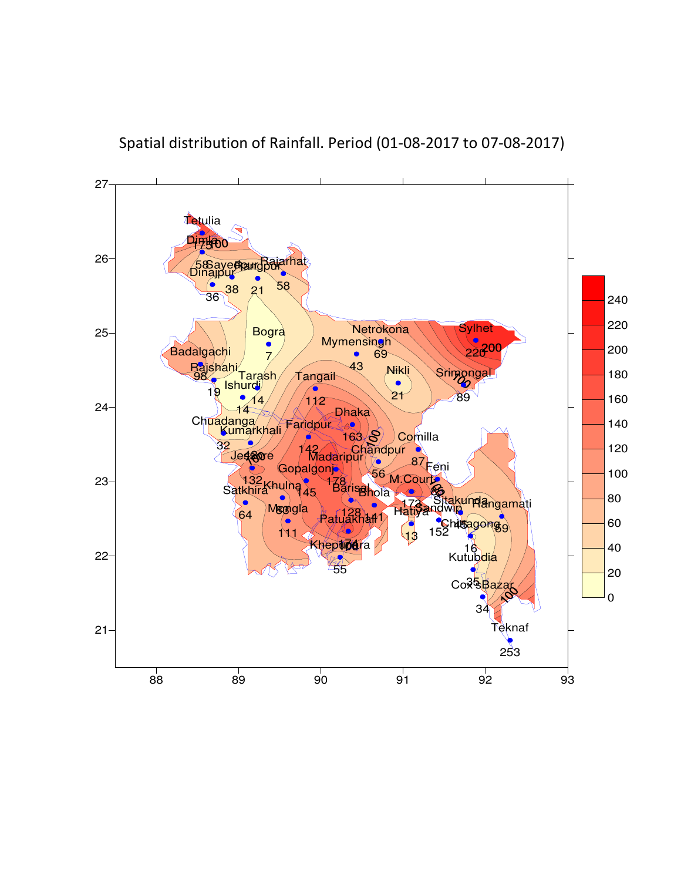Spatial distribution of Rainfall. Period (01-08-2017 to 07-08-2017)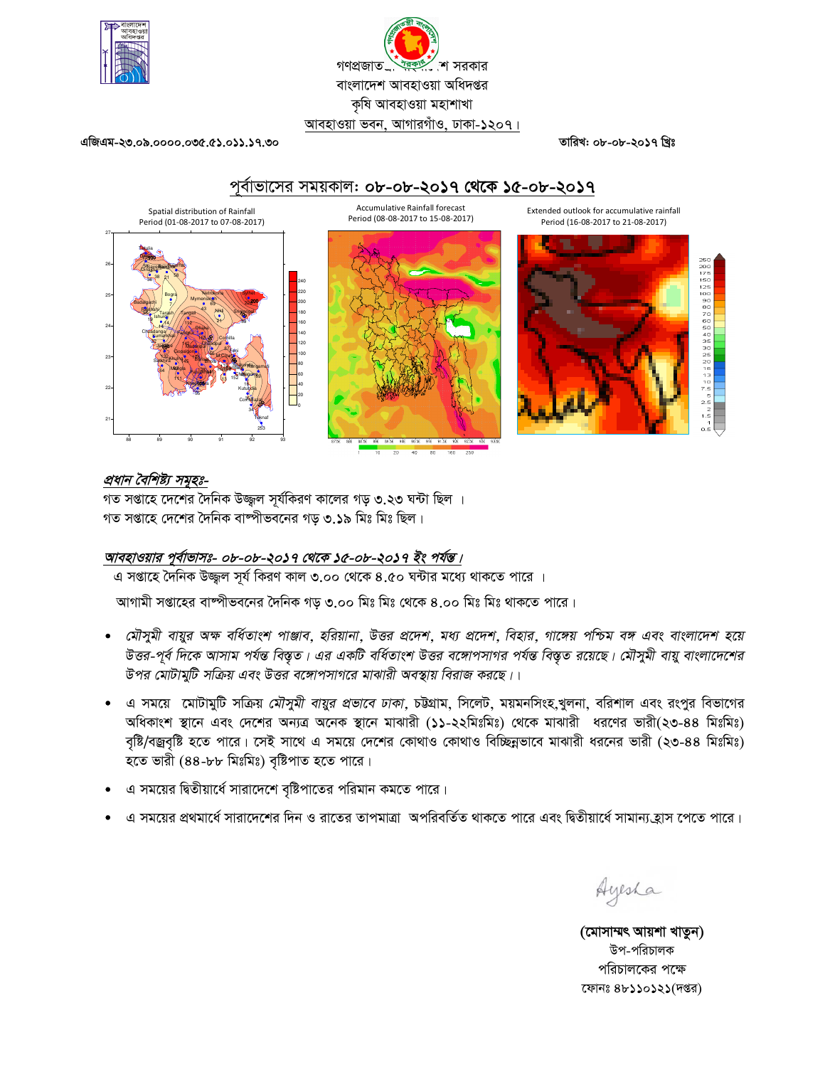গণপ্রজাতন্ত্রী বাংলাদেশ সরকার
বাংলাদেশ আবহাওয়া অধিদপ্তর
কৃষি আবহাওয়া মহাশাখা
আবহাওয়া ভবন, আগারগাঁও, ঢাকা-১২০৭।

এজিএম-২৩.০৯.০০০০.০৩৫.৫১.০১১.১৭.৩০

তারিখ: ০৮-০৮-২০১৭ খ্রিঃ

## পূর্বাভাসের সময়কাল: ০৮-০৮-২০১৭ থেকে ১৫-০৮-২০১৭

Spatial distribution of Rainfall
Period (01-08-2017 to 07-08-2017)

Accumulative Rainfall forecast
Period (08-08-2017 to 15-08-2017)

Extended outlook for accumulative rainfall
Period (16-08-2017 to 21-08-2017)

### *প্রধান বৈশিষ্ট্য সমূহঃ-*

গত সপ্তাহে দেশের দৈনিক উজ্জ্বল সূর্যকিরণ কালের গড় ৩.২৩ ঘন্টা ছিল ।
গত সপ্তাহে দেশের দৈনিক বাষ্পীভবনের গড় ৩.১৯ মিঃ মিঃ ছিল।

### *আবহাওয়ার পূর্বাভাসঃ- ০৮-০৮-২০১৭ থেকে ১৫-০৮-২০১৭ ইং পর্যন্ত।*

এ সপ্তাহে দৈনিক উজ্জ্বল সূর্য কিরণ কাল ৩.০০ থেকে ৪.৫০ ঘন্টার মধ্যে থাকতে পারে ।

আগামী সপ্তাহের বাষ্পীভবনের দৈনিক গড় ৩.০০ মিঃ মিঃ থেকে ৪.০০ মিঃ মিঃ থাকতে পারে।

- *মৌসুমী বায়ুর অক্ষ বর্ধিতাংশ পাঞ্জাব, হরিয়ানা, উত্তর প্রদেশ, মধ্য প্রদেশ, বিহার, গাঙ্গেয় পশ্চিম বঙ্গ এবং বাংলাদেশ হয়ে উত্তর-পূর্ব দিকে আসাম পর্যন্ত বিস্তৃত। এর একটি বর্ধিতাংশ উত্তর বঙ্গোপসাগর পর্যন্ত বিস্তৃত রয়েছে। মৌসুমী বায়ু বাংলাদেশের উপর মোটামুটি সক্রিয় এবং উত্তর বঙ্গোপসাগরে মাঝারী অবস্থায় বিরাজ করছে।।*
- এ সময়ে মোটামুটি সক্রিয় *মৌসুমী বায়ুর প্রভাবে ঢাকা*, চট্টগ্রাম, সিলেট, ময়মনসিংহ,খুলনা, বরিশাল এবং রংপুর বিভাগের অধিকাংশ স্থানে এবং দেশের অন্যত্র অনেক স্থানে মাঝারী (১১-২২মিঃমিঃ) থেকে মাঝারী ধরণের ভারী(২৩-৪৪ মিঃমিঃ) বৃষ্টি/বজ্রবৃষ্টি হতে পারে। সেই সাথে এ সময়ে দেশের কোথাও কোথাও বিচ্ছিন্নভাবে মাঝারী ধরনের ভারী (২৩-৪৪ মিঃমিঃ) হতে ভারী (৪৪-৮৮ মিঃমিঃ) বৃষ্টিপাত হতে পারে।
- এ সময়ের দ্বিতীয়ার্ধে সারাদেশে বৃষ্টিপাতের পরিমান কমতে পারে।
- এ সময়ের প্রথমার্ধে সারাদেশের দিন ও রাতের তাপমাত্রা অপরিবর্তিত থাকতে পারে এবং দ্বিতীয়ার্ধে সামান্য হ্রাস পেতে পারে।

Ayesha

**(মোসাম্মৎ আয়শা খাতুন)**
উপ-পরিচালক
পরিচালকের পক্ষে
ফোনঃ ৪৮১১০১২১(দপ্তর)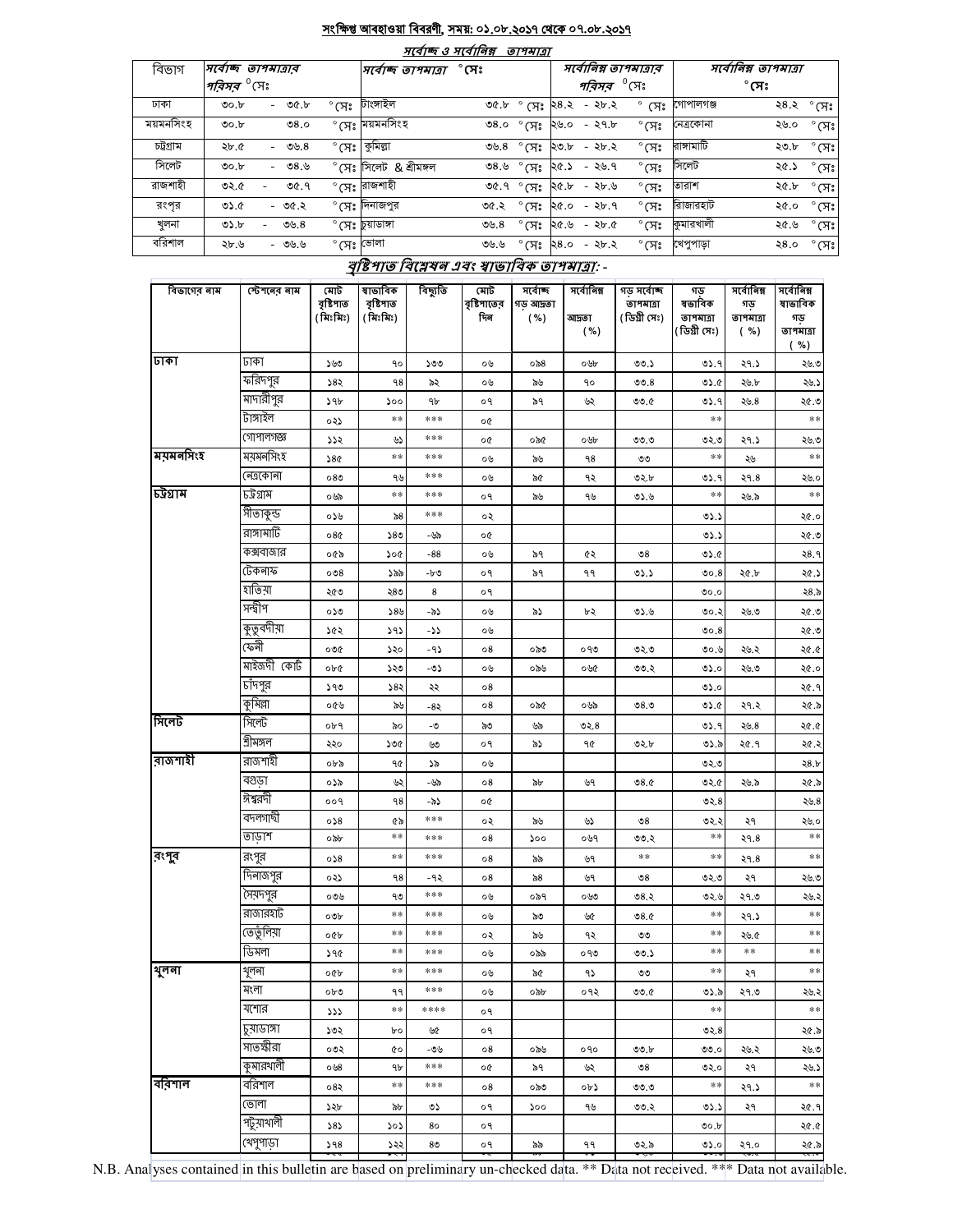## সংক্ষিপ্ত আবহাওয়া বিবরণী, সময়: ০১.০৮.২০১৭ থেকে ০৭.০৮.২০১৭

### সর্বোচ্চ ও সর্বোনিম্ন তাপমাত্রা

| বিভাগ | সর্বোচ্চ তাপমাত্রার পরিসর °সেঃ | সর্বোচ্চ তাপমাত্রা °সেঃ | | সর্বোনিম্ন তাপমাত্রার পরিসর °সেঃ | সর্বোনিম্ন তাপমাত্রা °সেঃ | |
|---|---|---|---|---|---|---|
| ঢাকা | ৩০.৮ - ৩৫.৮ °সেঃ | টাংগাইল | ৩৫.৮ °সেঃ | ২৪.২ - ২৮.২ °সেঃ | গোপালগঞ্জ | ২৪.২ °সেঃ |
| ময়মনসিংহ | ৩০.৮ ৩৪.০ °সেঃ | ময়মনসিংহ | ৩৪.০ °সেঃ | ২৬.০ - ২৭.৮ °সেঃ | নেত্রকোনা | ২৬.০ °সেঃ |
| চট্টগ্রাম | ২৮.৫ - ৩৬.৪ °সেঃ | কুমিল্লা | ৩৬.৪ °সেঃ | ২৩.৮ - ২৮.২ °সেঃ | রাঙ্গামাটি | ২৩.৮ °সেঃ |
| সিলেট | ৩০.৮ - ৩৪.৬ °সেঃ | সিলেট & শ্রীমঙ্গল | ৩৪.৬ °সেঃ | ২৫.১ - ২৬.৭ °সেঃ | সিলেট | ২৫.১ °সেঃ |
| রাজশাহী | ৩২.৫ - ৩৫.৭ °সেঃ | রাজশাহী | ৩৫.৭ °সেঃ | ২৫.৮ - ২৮.৬ °সেঃ | তারাশ | ২৫.৮ °সেঃ |
| রংপুর | ৩১.৫ - ৩৫.২ °সেঃ | দিনাজপুর | ৩৫.২ °সেঃ | ২৫.০ - ২৮.৭ °সেঃ | রাজারহাট | ২৫.০ °সেঃ |
| খুলনা | ৩১.৮ - ৩৬.৪ °সেঃ | চুয়াডাঙ্গা | ৩৬.৪ °সেঃ | ২৫.৬ - ২৮.৫ °সেঃ | কুমারখালী | ২৫.৬ °সেঃ |
| বরিশাল | ২৮.৬ - ৩৬.৬ °সেঃ | ভোলা | ৩৬.৬ °সেঃ | ২৪.০ - ২৮.২ °সেঃ | খেপুপাড়া | ২৪.০ °সেঃ |

### বৃষ্টিপাত বিশ্লেষন এবং স্বাভাবিক তাপমাত্রা: -

| বিভাগের নাম | স্টেশনের নাম | মোট বৃষ্টিপাত (মিঃমিঃ) | স্বাভাবিক বৃষ্টিপাত (মিঃমিঃ) | বিচ্যুতি | মোট বৃষ্টিপাতের দিন | সর্বোচ্চ গড় আদ্রতা (%) | সর্বোনিম্ন আদ্রতা (%) | গড় সর্বোচ্চ তাপমাত্রা (ডিগ্রী সেঃ) | গড় স্বভাবিক তাপমাত্রা (ডিগ্রী সেঃ) | সর্বোনিম্ন গড় তাপমাত্রা (%) | সর্বোনিম্ন স্বাভাবিক গড় তাপমাত্রা (%) |
|---|---|---|---|---|---|---|---|---|---|---|---|
| ঢাকা | ঢাকা | ১৬৩ | ৭০ | ১৩৩ | ০৬ | ০৯৪ | ০৬৮ | ৩৩.১ | ৩১.৭ | ২৭.১ | ২৬.৩ |
| | ফরিদপুর | ১৪২ | ৭৪ | ৯২ | ০৬ | ৯৬ | ৭০ | ৩৩.৪ | ৩১.৫ | ২৬.৮ | ২৬.১ |
| | মাদারীপুর | ১৭৮ | ১০০ | ৭৮ | ০৭ | ৯৭ | ৬২ | ৩৩.৫ | ৩১.৭ | ২৬.৪ | ২৫.৩ |
| | টাঙ্গাইল | ০২১ | ** | *** | ০৫ | | | | ** | | ** |
| | গোপালগঞ্জ | ১১২ | ৬১ | *** | ০৫ | ০৯৫ | ০৬৮ | ৩৩.৩ | ৩২.৩ | ২৭.১ | ২৬.৩ |
| ময়মনসিংহ | ময়মনসিংহ | ১৪৫ | ** | *** | ০৬ | ৯৬ | ৭৪ | ৩৩ | ** | ২৬ | ** |
| | নেত্রকোনা | ০৪৩ | ৭৬ | *** | ০৬ | ৯৫ | ৭২ | ৩২.৮ | ৩১.৭ | ২৭.৪ | ২৬.০ |
| চট্টগ্রাম | চট্টগ্রাম | ০৬৯ | ** | *** | ০৭ | ৯৬ | ৭৬ | ৩১.৬ | ** | ২৬.৯ | ** |
| | সীতাকুন্ড | ০১৬ | ৯৪ | *** | ০২ | | | | ৩১.১ | | ২৫.০ |
| | রাঙ্গামাটি | ০৪৫ | ১৪৩ | -৬৯ | ০৫ | | | | ৩১.১ | | ২৫.৩ |
| | কক্সবাজার | ০৫৯ | ১০৫ | -৪৪ | ০৬ | ৯৭ | ৫২ | ৩৪ | ৩১.৫ | | ২৪.৭ |
| | টেকনাফ | ০৩৪ | ১৯৯ | -৮৩ | ০৭ | ৯৭ | ৭৭ | ৩১.১ | ৩০.৪ | ২৫.৮ | ২৫.১ |
| | হাতিয়া | ২৫৩ | ২৪৩ | ৪ | ০৭ | | | | ৩০.০ | | ২৪.৯ |
| | সন্দ্বীপ | ০১৩ | ১৪৬ | -৯১ | ০৬ | ৯১ | ৮২ | ৩১.৬ | ৩০.২ | ২৬.৩ | ২৫.৩ |
| | কুতুবদীয়া | ১৫২ | ১৭১ | -১১ | ০৬ | | | | ৩০.৪ | | ২৫.৩ |
| | ফেনী | ০৩৫ | ১২০ | -৭১ | ০৪ | ০৯৩ | ০৭৩ | ৩২.৩ | ৩০.৬ | ২৬.২ | ২৫.৫ |
| | মাইজদী কোর্ট | ০৮৫ | ১২৩ | -৩১ | ০৬ | ০৯৬ | ০৬৫ | ৩৩.২ | ৩১.০ | ২৬.৩ | ২৫.০ |
| | চাঁদপুর | ১৭৩ | ১৪২ | ২২ | ০৪ | | | | ৩১.০ | | ২৫.৭ |
| | কুমিল্লা | ০৫৬ | ৯৬ | -৪২ | ০৪ | ০৯৫ | ০৬৯ | ৩৪.৩ | ৩১.৫ | ২৭.২ | ২৫.৯ |
| সিলেট | সিলেট | ০৮৭ | ৯০ | -৩ | ৯৩ | ৬৯ | ৩২.৪ | | ৩১.৭ | ২৬.৪ | ২৫.৫ |
| | শ্রীমঙ্গল | ২২০ | ১৩৫ | ৬৩ | ০৭ | ৯১ | ৭৫ | ৩২.৮ | ৩১.৯ | ২৫.৭ | ২৫.২ |
| রাজশাহী | রাজশাহী | ০৮৯ | ৭৫ | ১৯ | ০৬ | | | | ৩২.৩ | | ২৪.৮ |
| | বগুড়া | ০১৯ | ৬২ | -৬৯ | ০৪ | ৯৮ | ৬৭ | ৩৪.৫ | ৩২.৫ | ২৬.৯ | ২৫.৯ |
| | ঈশ্বরদী | ০০৭ | ৭৪ | -৯১ | ০৫ | | | | ৩২.৪ | | ২৬.৪ |
| | বদলগাছী | ০১৪ | ৫৯ | *** | ০২ | ৯৬ | ৬১ | ৩৪ | ৩২.২ | ২৭ | ২৬.০ |
| | তাড়াশ | ০৯৮ | ** | *** | ০৪ | ১০০ | ০৬৭ | ৩৩.২ | ** | ২৭.৪ | ** |
| রংপুর | রংপুর | ০১৪ | ** | *** | ০৪ | ৯৯ | ৬৭ | ** | ** | ২৭.৪ | ** |
| | দিনাজপুর | ০২১ | ৭৪ | -৭২ | ০৪ | ৯৪ | ৬৭ | ৩৪ | ৩২.৩ | ২৭ | ২৬.৩ |
| | সৈয়দপুর | ০৩৬ | ৭৩ | *** | ০৬ | ০৯৭ | ০৬৩ | ৩৪.২ | ৩২.৬ | ২৭.৩ | ২৬.২ |
| | রাজারহাট | ০৩৮ | ** | *** | ০৬ | ৯৩ | ৬৫ | ৩৪.৫ | ** | ২৭.১ | ** |
| | তেতুঁলিয়া | ০৫৮ | ** | *** | ০২ | ৯৬ | ৭২ | ৩৩ | ** | ২৬.৫ | ** |
| | ডিমলা | ১৭৫ | ** | *** | ০৬ | ০৯৯ | ০৭৩ | ৩৩.১ | ** | ** | ** |
| খুলনা | খুলনা | ০৫৮ | ** | *** | ০৬ | ৯৫ | ৭১ | ৩৩ | ** | ২৭ | ** |
| | মংলা | ০৮৩ | ৭৭ | *** | ০৬ | ০৯৮ | ০৭২ | ৩৩.৫ | ৩১.৯ | ২৭.৩ | ২৬.২ |
| | যশোর | ১১১ | ** | **** | ০৭ | | | | ** | | ** |
| | চুয়াডাঙ্গা | ১৩২ | ৮০ | ৬৫ | ০৭ | | | | ৩২.৪ | | ২৫.৯ |
| | সাতক্ষীরা | ০৩২ | ৫০ | -৩৬ | ০৪ | ০৯৬ | ০৭০ | ৩৩.৮ | ৩৩.০ | ২৬.২ | ২৬.৩ |
| | কুমারখালী | ০৬৪ | ৭৮ | *** | ০৫ | ৯৭ | ৬২ | ৩৪ | ৩২.০ | ২৭ | ২৬.১ |
| বরিশাল | বরিশাল | ০৪২ | ** | *** | ০৪ | ০৯৩ | ০৮১ | ৩৩.৩ | ** | ২৭.১ | ** |
| | ভোলা | ১২৮ | ৯৮ | ৩১ | ০৭ | ১০০ | ৭৬ | ৩৩.২ | ৩১.১ | ২৭ | ২৫.৭ |
| | পটুয়াখালী | ১৪১ | ১০১ | ৪০ | ০৭ | | | | ৩০.৮ | | ২৫.৫ |
| | খেপুপাড়া | ১৭৪ | ১২২ | ৪৩ | ০৭ | ৯৯ | ৭৭ | ৩২.৯ | ৩১.০ | ২৭.০ | ২৫.৯ |

N.B. Analyses contained in this bulletin are based on preliminary un-checked data. ** Data not received. *** Data not available.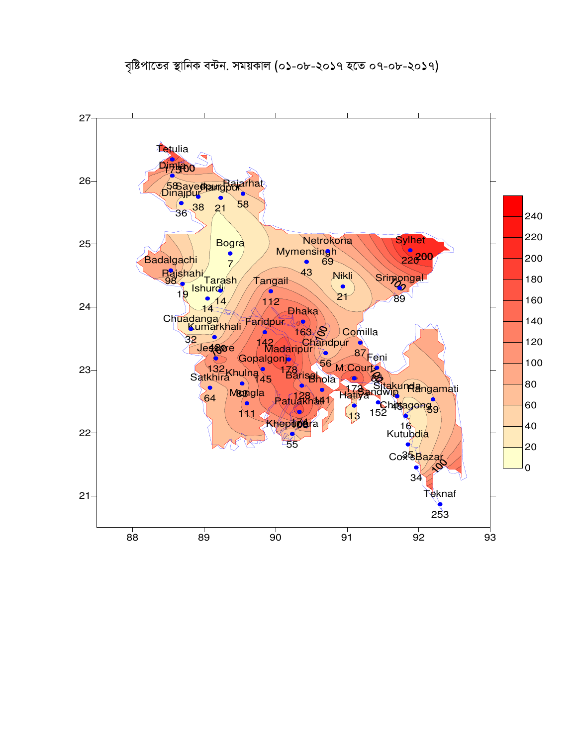বৃষ্টিপাতের স্থানিক বন্টন. সময়কাল (০১-০৮-২০১৭ হতে ০৭-০৮-২০১৭)

27
26
25
24
23
22
21

88
89
90
91
92
93

0
20
40
60
80
100
120
140
160
180
200
220
240

Tetulia
Dimla
173
100
58
Sayedpur
Rangpur
Rajarhat
Dinajpur
38
21
58
36
Bogra
7
Netrokona
Mymensingh
69
43
Sylhet
220
200
Badalgachi
Rajshahi
98
19
Tarash
Ishurdi
14
14
Tangail
112
Nikli
21
Srimongal
100
89
Dhaka
163
Chuadanga
Kumarkhali
32
Faridpur
142
100
Comilla
87
Chandpur
56
Jessore
160
132
Madaripur
178
Gopalgonj
Khulna
145
Feni
M.Court
100
173
88
Satkhira
64
Barisal
Bhola
128
141
Mongla
83
111
Sitakunda
Rangamati
Hatiya
13
Sandwip
152
Chittagong
45
59
16
Patuakhali
174
100
Khepupara
55
Kutubdia
35
Cox'sBazar
34
100
Teknaf
253